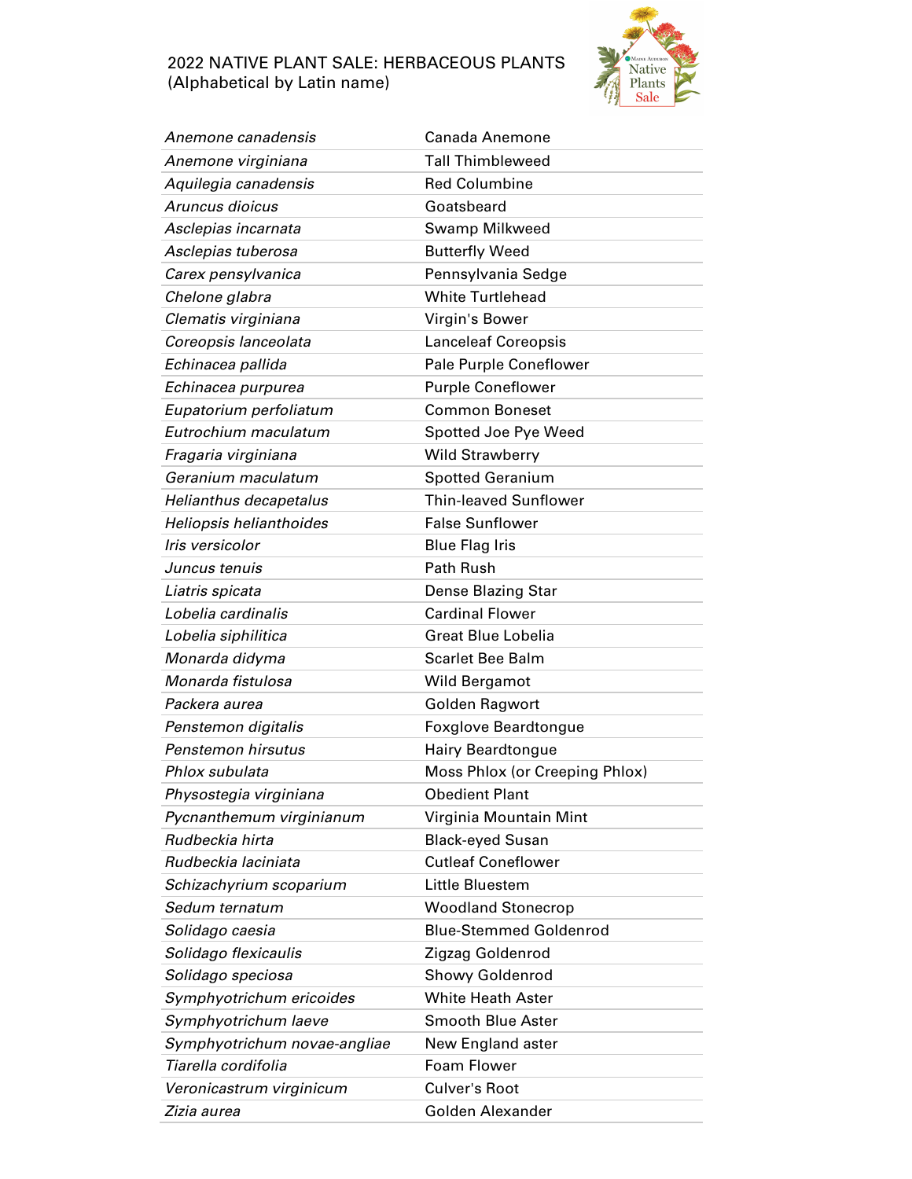# 2022 NATIVE PLANT SALE: HERBACEOUS PLANTS
(Alphabetical by Latin name)

| Latin name | Common name |
|---|---|
| *Anemone canadensis* | Canada Anemone |
| *Anemone virginiana* | Tall Thimbleweed |
| *Aquilegia canadensis* | Red Columbine |
| *Aruncus dioicus* | Goatsbeard |
| *Asclepias incarnata* | Swamp Milkweed |
| *Asclepias tuberosa* | Butterfly Weed |
| *Carex pensylvanica* | Pennsylvania Sedge |
| *Chelone glabra* | White Turtlehead |
| *Clematis virginiana* | Virgin's Bower |
| *Coreopsis lanceolata* | Lanceleaf Coreopsis |
| *Echinacea pallida* | Pale Purple Coneflower |
| *Echinacea purpurea* | Purple Coneflower |
| *Eupatorium perfoliatum* | Common Boneset |
| *Eutrochium maculatum* | Spotted Joe Pye Weed |
| *Fragaria virginiana* | Wild Strawberry |
| *Geranium maculatum* | Spotted Geranium |
| *Helianthus decapetalus* | Thin-leaved Sunflower |
| *Heliopsis helianthoides* | False Sunflower |
| *Iris versicolor* | Blue Flag Iris |
| *Juncus tenuis* | Path Rush |
| *Liatris spicata* | Dense Blazing Star |
| *Lobelia cardinalis* | Cardinal Flower |
| *Lobelia siphilitica* | Great Blue Lobelia |
| *Monarda didyma* | Scarlet Bee Balm |
| *Monarda fistulosa* | Wild Bergamot |
| *Packera aurea* | Golden Ragwort |
| *Penstemon digitalis* | Foxglove Beardtongue |
| *Penstemon hirsutus* | Hairy Beardtongue |
| *Phlox subulata* | Moss Phlox (or Creeping Phlox) |
| *Physostegia virginiana* | Obedient Plant |
| *Pycnanthemum virginianum* | Virginia Mountain Mint |
| *Rudbeckia hirta* | Black-eyed Susan |
| *Rudbeckia laciniata* | Cutleaf Coneflower |
| *Schizachyrium scoparium* | Little Bluestem |
| *Sedum ternatum* | Woodland Stonecrop |
| *Solidago caesia* | Blue-Stemmed Goldenrod |
| *Solidago flexicaulis* | Zigzag Goldenrod |
| *Solidago speciosa* | Showy Goldenrod |
| *Symphyotrichum ericoides* | White Heath Aster |
| *Symphyotrichum laeve* | Smooth Blue Aster |
| *Symphyotrichum novae-angliae* | New England aster |
| *Tiarella cordifolia* | Foam Flower |
| *Veronicastrum virginicum* | Culver's Root |
| *Zizia aurea* | Golden Alexander |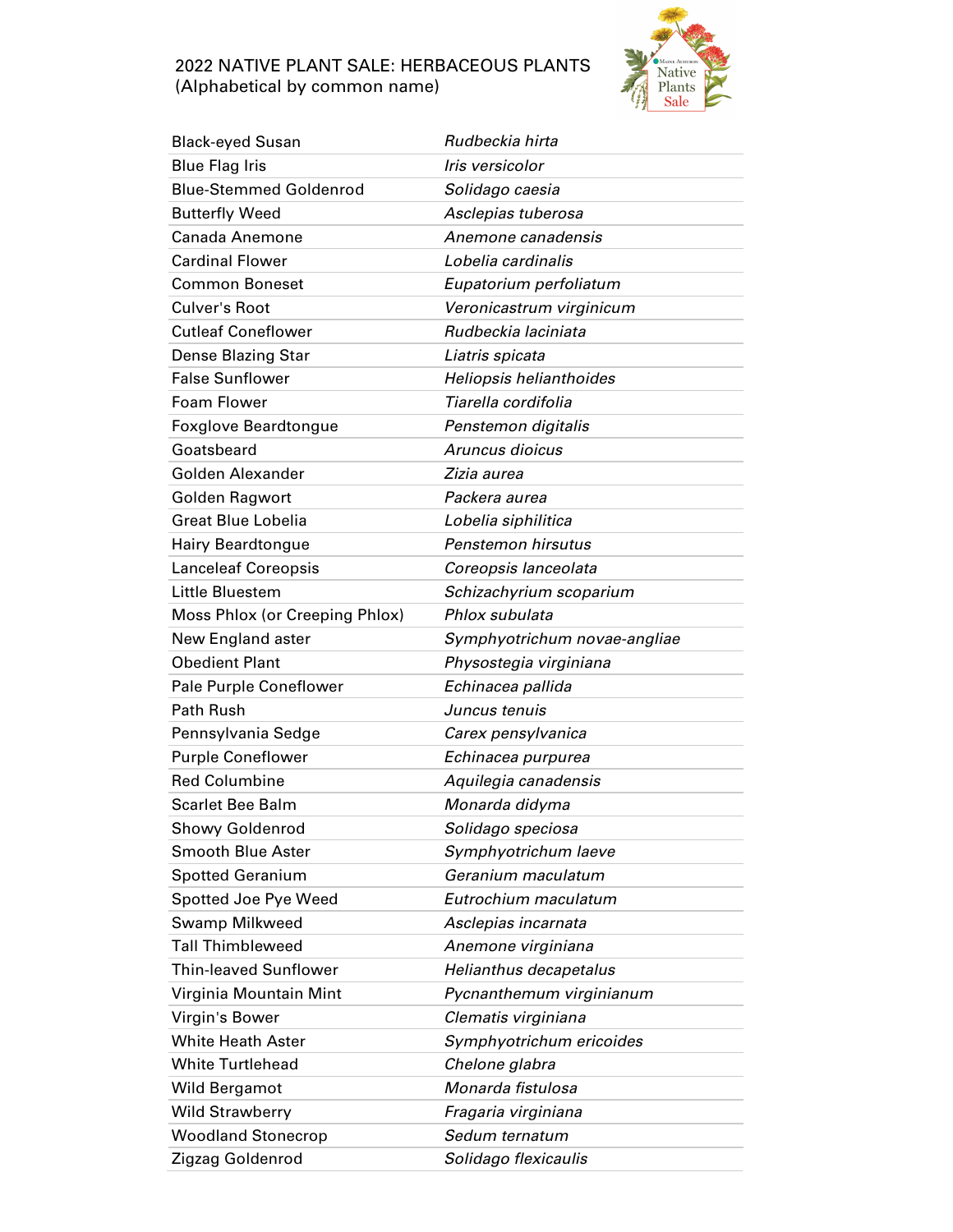# 2022 NATIVE PLANT SALE: HERBACEOUS PLANTS
(Alphabetical by common name)

| Common Name | Scientific Name |
|---|---|
| Black-eyed Susan | *Rudbeckia hirta* |
| Blue Flag Iris | *Iris versicolor* |
| Blue-Stemmed Goldenrod | *Solidago caesia* |
| Butterfly Weed | *Asclepias tuberosa* |
| Canada Anemone | *Anemone canadensis* |
| Cardinal Flower | *Lobelia cardinalis* |
| Common Boneset | *Eupatorium perfoliatum* |
| Culver's Root | *Veronicastrum virginicum* |
| Cutleaf Coneflower | *Rudbeckia laciniata* |
| Dense Blazing Star | *Liatris spicata* |
| False Sunflower | *Heliopsis helianthoides* |
| Foam Flower | *Tiarella cordifolia* |
| Foxglove Beardtongue | *Penstemon digitalis* |
| Goatsbeard | *Aruncus dioicus* |
| Golden Alexander | *Zizia aurea* |
| Golden Ragwort | *Packera aurea* |
| Great Blue Lobelia | *Lobelia siphilitica* |
| Hairy Beardtongue | *Penstemon hirsutus* |
| Lanceleaf Coreopsis | *Coreopsis lanceolata* |
| Little Bluestem | *Schizachyrium scoparium* |
| Moss Phlox (or Creeping Phlox) | *Phlox subulata* |
| New England aster | *Symphyotrichum novae-angliae* |
| Obedient Plant | *Physostegia virginiana* |
| Pale Purple Coneflower | *Echinacea pallida* |
| Path Rush | *Juncus tenuis* |
| Pennsylvania Sedge | *Carex pensylvanica* |
| Purple Coneflower | *Echinacea purpurea* |
| Red Columbine | *Aquilegia canadensis* |
| Scarlet Bee Balm | *Monarda didyma* |
| Showy Goldenrod | *Solidago speciosa* |
| Smooth Blue Aster | *Symphyotrichum laeve* |
| Spotted Geranium | *Geranium maculatum* |
| Spotted Joe Pye Weed | *Eutrochium maculatum* |
| Swamp Milkweed | *Asclepias incarnata* |
| Tall Thimbleweed | *Anemone virginiana* |
| Thin-leaved Sunflower | *Helianthus decapetalus* |
| Virginia Mountain Mint | *Pycnanthemum virginianum* |
| Virgin's Bower | *Clematis virginiana* |
| White Heath Aster | *Symphyotrichum ericoides* |
| White Turtlehead | *Chelone glabra* |
| Wild Bergamot | *Monarda fistulosa* |
| Wild Strawberry | *Fragaria virginiana* |
| Woodland Stonecrop | *Sedum ternatum* |
| Zigzag Goldenrod | *Solidago flexicaulis* |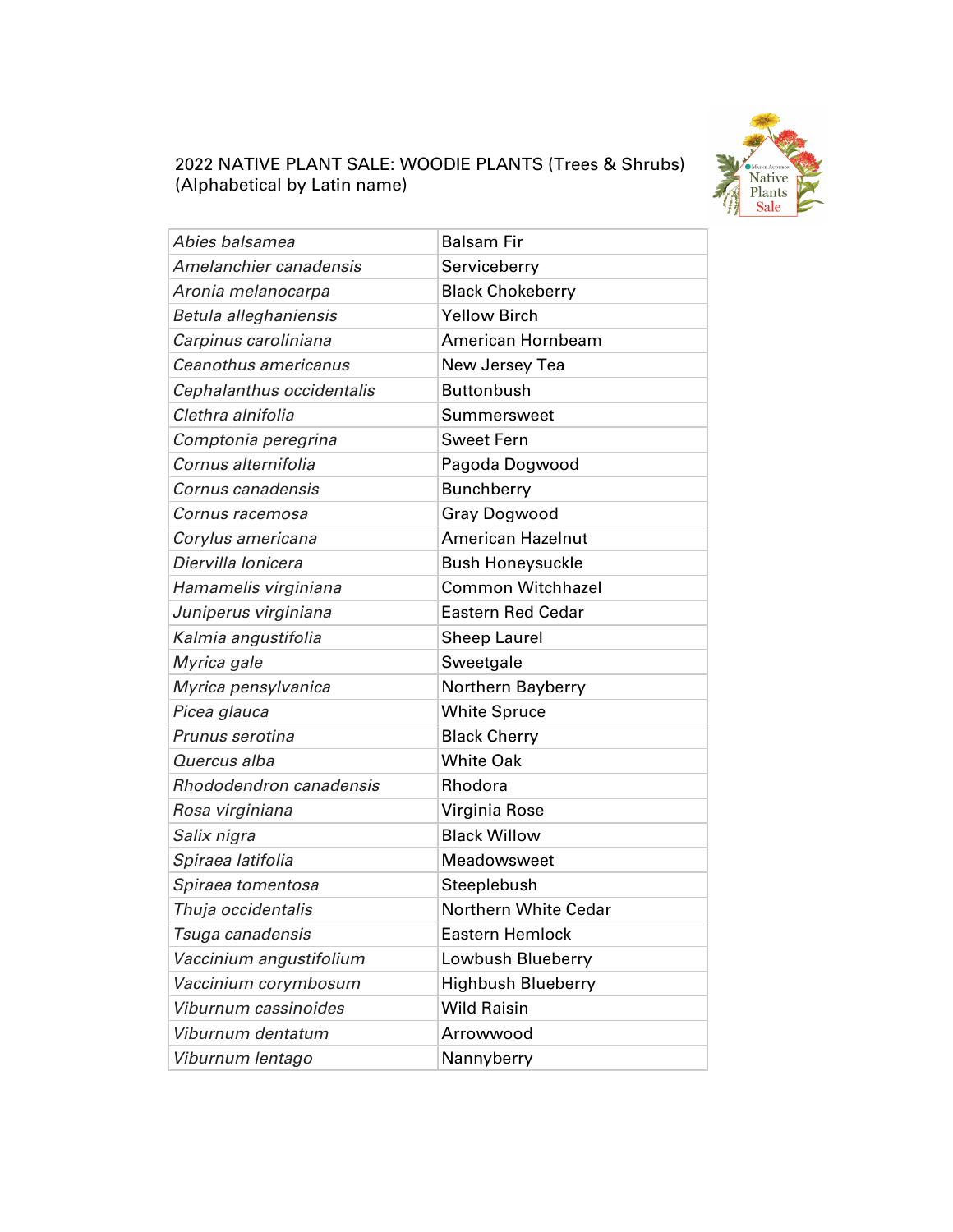# 2022 NATIVE PLANT SALE: WOODIE PLANTS (Trees & Shrubs)
(Alphabetical by Latin name)

| | |
|---|---|
| *Abies balsamea* | Balsam Fir |
| *Amelanchier canadensis* | Serviceberry |
| *Aronia melanocarpa* | Black Chokeberry |
| *Betula alleghaniensis* | Yellow Birch |
| *Carpinus caroliniana* | American Hornbeam |
| *Ceanothus americanus* | New Jersey Tea |
| *Cephalanthus occidentalis* | Buttonbush |
| *Clethra alnifolia* | Summersweet |
| *Comptonia peregrina* | Sweet Fern |
| *Cornus alternifolia* | Pagoda Dogwood |
| *Cornus canadensis* | Bunchberry |
| *Cornus racemosa* | Gray Dogwood |
| *Corylus americana* | American Hazelnut |
| *Diervilla lonicera* | Bush Honeysuckle |
| *Hamamelis virginiana* | Common Witchhazel |
| *Juniperus virginiana* | Eastern Red Cedar |
| *Kalmia angustifolia* | Sheep Laurel |
| *Myrica gale* | Sweetgale |
| *Myrica pensylvanica* | Northern Bayberry |
| *Picea glauca* | White Spruce |
| *Prunus serotina* | Black Cherry |
| *Quercus alba* | White Oak |
| *Rhododendron canadensis* | Rhodora |
| *Rosa virginiana* | Virginia Rose |
| *Salix nigra* | Black Willow |
| *Spiraea latifolia* | Meadowsweet |
| *Spiraea tomentosa* | Steeplebush |
| *Thuja occidentalis* | Northern White Cedar |
| *Tsuga canadensis* | Eastern Hemlock |
| *Vaccinium angustifolium* | Lowbush Blueberry |
| *Vaccinium corymbosum* | Highbush Blueberry |
| *Viburnum cassinoides* | Wild Raisin |
| *Viburnum dentatum* | Arrowwood |
| *Viburnum lentago* | Nannyberry |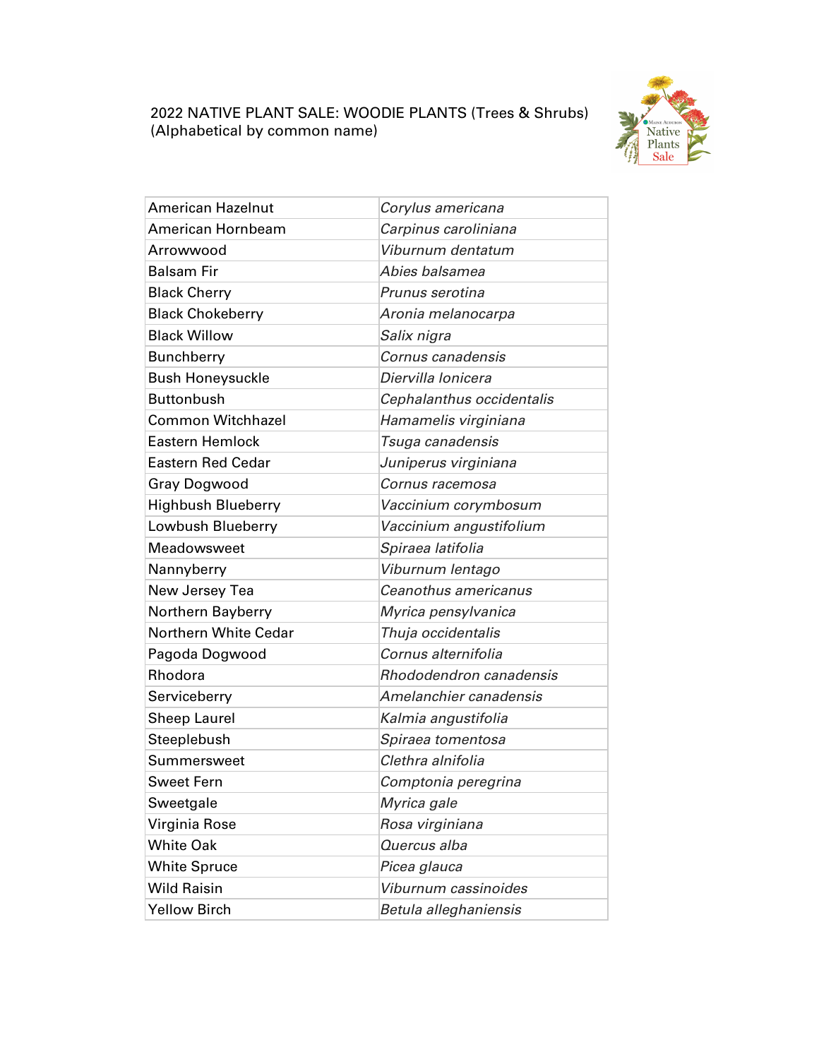2022 NATIVE PLANT SALE: WOODIE PLANTS (Trees & Shrubs)
(Alphabetical by common name)

| | |
|---|---|
| American Hazelnut | *Corylus americana* |
| American Hornbeam | *Carpinus caroliniana* |
| Arrowwood | *Viburnum dentatum* |
| Balsam Fir | *Abies balsamea* |
| Black Cherry | *Prunus serotina* |
| Black Chokeberry | *Aronia melanocarpa* |
| Black Willow | *Salix nigra* |
| Bunchberry | *Cornus canadensis* |
| Bush Honeysuckle | *Diervilla lonicera* |
| Buttonbush | *Cephalanthus occidentalis* |
| Common Witchhazel | *Hamamelis virginiana* |
| Eastern Hemlock | *Tsuga canadensis* |
| Eastern Red Cedar | *Juniperus virginiana* |
| Gray Dogwood | *Cornus racemosa* |
| Highbush Blueberry | *Vaccinium corymbosum* |
| Lowbush Blueberry | *Vaccinium angustifolium* |
| Meadowsweet | *Spiraea latifolia* |
| Nannyberry | *Viburnum lentago* |
| New Jersey Tea | *Ceanothus americanus* |
| Northern Bayberry | *Myrica pensylvanica* |
| Northern White Cedar | *Thuja occidentalis* |
| Pagoda Dogwood | *Cornus alternifolia* |
| Rhodora | *Rhododendron canadensis* |
| Serviceberry | *Amelanchier canadensis* |
| Sheep Laurel | *Kalmia angustifolia* |
| Steeplebush | *Spiraea tomentosa* |
| Summersweet | *Clethra alnifolia* |
| Sweet Fern | *Comptonia peregrina* |
| Sweetgale | *Myrica gale* |
| Virginia Rose | *Rosa virginiana* |
| White Oak | *Quercus alba* |
| White Spruce | *Picea glauca* |
| Wild Raisin | *Viburnum cassinoides* |
| Yellow Birch | *Betula alleghaniensis* |